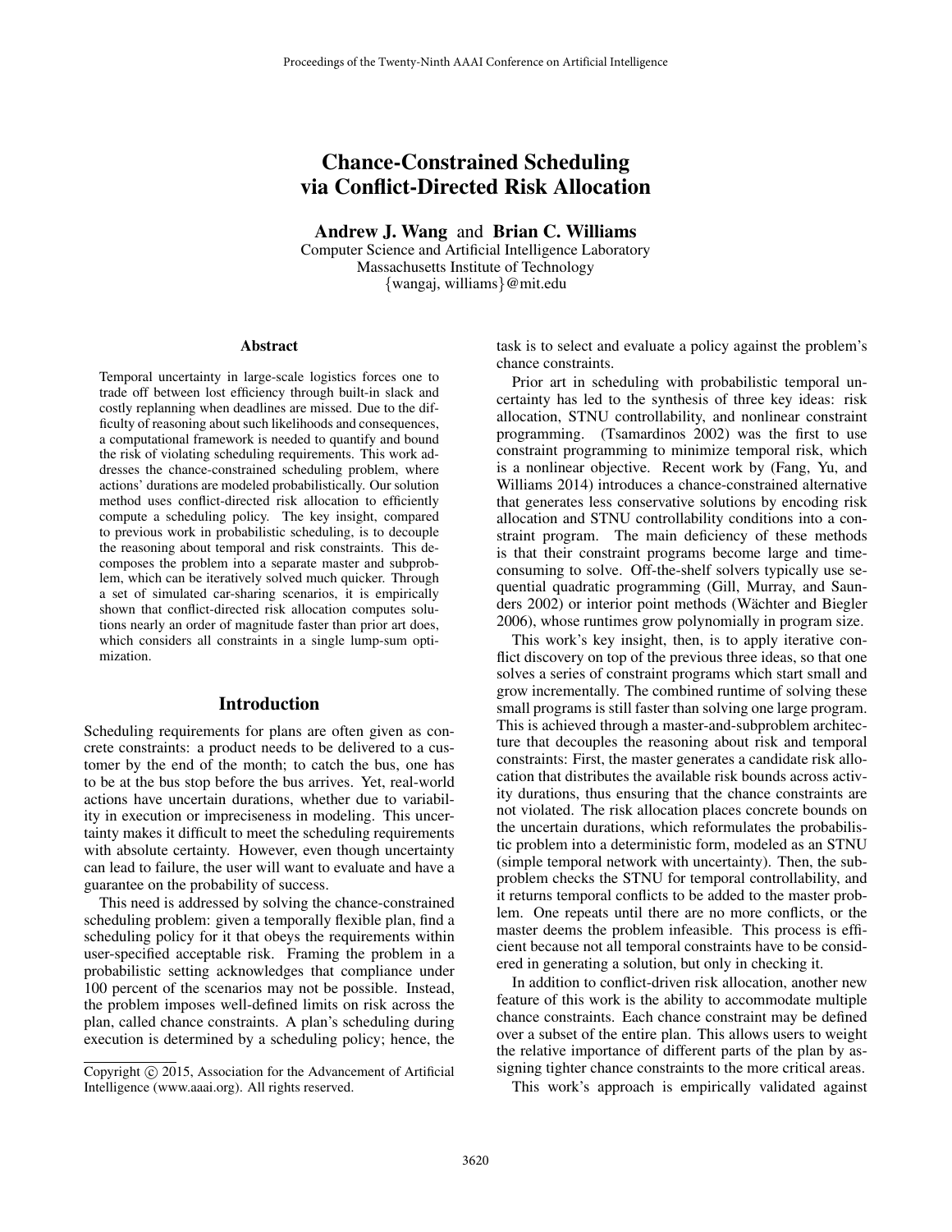# Chance-Constrained Scheduling via Conflict-Directed Risk Allocation

**Andrew J. Wang** and **Brian C. Williams**
Computer Science and Artificial Intelligence Laboratory
Massachusetts Institute of Technology
{wangaj, williams}@mit.edu

## Abstract

Temporal uncertainty in large-scale logistics forces one to trade off between lost efficiency through built-in slack and costly replanning when deadlines are missed. Due to the difficulty of reasoning about such likelihoods and consequences, a computational framework is needed to quantify and bound the risk of violating scheduling requirements. This work addresses the chance-constrained scheduling problem, where actions' durations are modeled probabilistically. Our solution method uses conflict-directed risk allocation to efficiently compute a scheduling policy. The key insight, compared to previous work in probabilistic scheduling, is to decouple the reasoning about temporal and risk constraints. This decomposes the problem into a separate master and subproblem, which can be iteratively solved much quicker. Through a set of simulated car-sharing scenarios, it is empirically shown that conflict-directed risk allocation computes solutions nearly an order of magnitude faster than prior art does, which considers all constraints in a single lump-sum optimization.

## Introduction

Scheduling requirements for plans are often given as concrete constraints: a product needs to be delivered to a customer by the end of the month; to catch the bus, one has to be at the bus stop before the bus arrives. Yet, real-world actions have uncertain durations, whether due to variability in execution or impreciseness in modeling. This uncertainty makes it difficult to meet the scheduling requirements with absolute certainty. However, even though uncertainty can lead to failure, the user will want to evaluate and have a guarantee on the probability of success.

This need is addressed by solving the chance-constrained scheduling problem: given a temporally flexible plan, find a scheduling policy for it that obeys the requirements within user-specified acceptable risk. Framing the problem in a probabilistic setting acknowledges that compliance under 100 percent of the scenarios may not be possible. Instead, the problem imposes well-defined limits on risk across the plan, called chance constraints. A plan's scheduling during execution is determined by a scheduling policy; hence, the task is to select and evaluate a policy against the problem's chance constraints.

Prior art in scheduling with probabilistic temporal uncertainty has led to the synthesis of three key ideas: risk allocation, STNU controllability, and nonlinear constraint programming. (Tsamardinos 2002) was the first to use constraint programming to minimize temporal risk, which is a nonlinear objective. Recent work by (Fang, Yu, and Williams 2014) introduces a chance-constrained alternative that generates less conservative solutions by encoding risk allocation and STNU controllability conditions into a constraint program. The main deficiency of these methods is that their constraint programs become large and time-consuming to solve. Off-the-shelf solvers typically use sequential quadratic programming (Gill, Murray, and Saunders 2002) or interior point methods (Wächter and Biegler 2006), whose runtimes grow polynomially in program size.

This work's key insight, then, is to apply iterative conflict discovery on top of the previous three ideas, so that one solves a series of constraint programs which start small and grow incrementally. The combined runtime of solving these small programs is still faster than solving one large program. This is achieved through a master-and-subproblem architecture that decouples the reasoning about risk and temporal constraints: First, the master generates a candidate risk allocation that distributes the available risk bounds across activity durations, thus ensuring that the chance constraints are not violated. The risk allocation places concrete bounds on the uncertain durations, which reformulates the probabilistic problem into a deterministic form, modeled as an STNU (simple temporal network with uncertainty). Then, the subproblem checks the STNU for temporal controllability, and it returns temporal conflicts to be added to the master problem. One repeats until there are no more conflicts, or the master deems the problem infeasible. This process is efficient because not all temporal constraints have to be considered in generating a solution, but only in checking it.

In addition to conflict-driven risk allocation, another new feature of this work is the ability to accommodate multiple chance constraints. Each chance constraint may be defined over a subset of the entire plan. This allows users to weight the relative importance of different parts of the plan by assigning tighter chance constraints to the more critical areas.

This work's approach is empirically validated against

Copyright © 2015, Association for the Advancement of Artificial Intelligence (www.aaai.org). All rights reserved.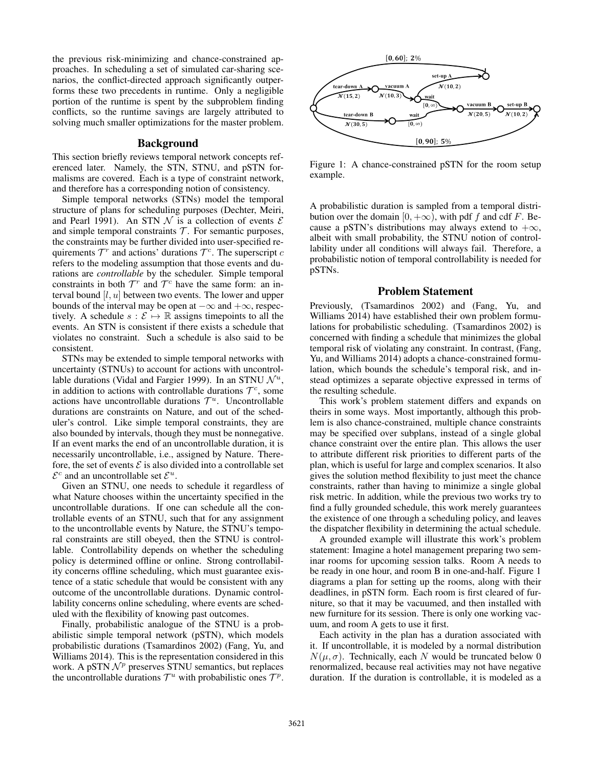the previous risk-minimizing and chance-constrained approaches. In scheduling a set of simulated car-sharing scenarios, the conflict-directed approach significantly outperforms these two precedents in runtime. Only a negligible portion of the runtime is spent by the subproblem finding conflicts, so the runtime savings are largely attributed to solving much smaller optimizations for the master problem.

## Background

This section briefly reviews temporal network concepts referenced later. Namely, the STN, STNU, and pSTN formalisms are covered. Each is a type of constraint network, and therefore has a corresponding notion of consistency.

Simple temporal networks (STNs) model the temporal structure of plans for scheduling purposes (Dechter, Meiri, and Pearl 1991). An STN $\mathcal{N}$ is a collection of events $\mathcal{E}$ and simple temporal constraints $\mathcal{T}$. For semantic purposes, the constraints may be further divided into user-specified requirements $\mathcal{T}^r$ and actions' durations $\mathcal{T}^c$. The superscript $c$ refers to the modeling assumption that those events and durations are *controllable* by the scheduler. Simple temporal constraints in both $\mathcal{T}^r$ and $\mathcal{T}^c$ have the same form: an interval bound $[l, u]$ between two events. The lower and upper bounds of the interval may be open at $-\infty$ and $+\infty$, respectively. A schedule $s : \mathcal{E} \mapsto \mathbb{R}$ assigns timepoints to all the events. An STN is consistent if there exists a schedule that violates no constraint. Such a schedule is also said to be consistent.

STNs may be extended to simple temporal networks with uncertainty (STNUs) to account for actions with uncontrollable durations (Vidal and Fargier 1999). In an STNU $\mathcal{N}^u$, in addition to actions with controllable durations $\mathcal{T}^c$, some actions have uncontrollable durations $\mathcal{T}^u$. Uncontrollable durations are constraints on Nature, and out of the scheduler's control. Like simple temporal constraints, they are also bounded by intervals, though they must be nonnegative. If an event marks the end of an uncontrollable duration, it is necessarily uncontrollable, i.e., assigned by Nature. Therefore, the set of events $\mathcal{E}$ is also divided into a controllable set $\mathcal{E}^c$ and an uncontrollable set $\mathcal{E}^u$.

Given an STNU, one needs to schedule it regardless of what Nature chooses within the uncertainty specified in the uncontrollable durations. If one can schedule all the controllable events of an STNU, such that for any assignment to the uncontrollable events by Nature, the STNU's temporal constraints are still obeyed, then the STNU is controllable. Controllability depends on whether the scheduling policy is determined offline or online. Strong controllability concerns offline scheduling, which must guarantee existence of a static schedule that would be consistent with any outcome of the uncontrollable durations. Dynamic controllability concerns online scheduling, where events are scheduled with the flexibility of knowing past outcomes.

Finally, probabilistic analogue of the STNU is a probabilistic simple temporal network (pSTN), which models probabilistic durations (Tsamardinos 2002) (Fang, Yu, and Williams 2014). This is the representation considered in this work. A pSTN $\mathcal{N}^p$ preserves STNU semantics, but replaces the uncontrollable durations $\mathcal{T}^u$ with probabilistic ones $\mathcal{T}^p$.

**[0, 60]; 2%**

tear-down A $\mathcal{N}(15, 2)$

vacuum A $\mathcal{N}(10, 3)$

set-up A $\mathcal{N}(10, 2)$

wait $[0, \infty)$

vacuum B $\mathcal{N}(20, 5)$

set-up B $\mathcal{N}(10, 2)$

tear-down B $\mathcal{N}(30, 5)$

wait $[0, \infty)$

**[0, 90]; 5%**

Figure 1: A chance-constrained pSTN for the room setup example.

A probabilistic duration is sampled from a temporal distribution over the domain $[0, +\infty)$, with pdf $f$ and cdf $F$. Because a pSTN's distributions may always extend to $+\infty$, albeit with small probability, the STNU notion of controllability under all conditions will always fail. Therefore, a probabilistic notion of temporal controllability is needed for pSTNs.

## Problem Statement

Previously, (Tsamardinos 2002) and (Fang, Yu, and Williams 2014) have established their own problem formulations for probabilistic scheduling. (Tsamardinos 2002) is concerned with finding a schedule that minimizes the global temporal risk of violating any constraint. In contrast, (Fang, Yu, and Williams 2014) adopts a chance-constrained formulation, which bounds the schedule's temporal risk, and instead optimizes a separate objective expressed in terms of the resulting schedule.

This work's problem statement differs and expands on theirs in some ways. Most importantly, although this problem is also chance-constrained, multiple chance constraints may be specified over subplans, instead of a single global chance constraint over the entire plan. This allows the user to attribute different risk priorities to different parts of the plan, which is useful for large and complex scenarios. It also gives the solution method flexibility to just meet the chance constraints, rather than having to minimize a single global risk metric. In addition, while the previous two works try to find a fully grounded schedule, this work merely guarantees the existence of one through a scheduling policy, and leaves the dispatcher flexibility in determining the actual schedule.

A grounded example will illustrate this work's problem statement: Imagine a hotel management preparing two seminar rooms for upcoming session talks. Room A needs to be ready in one hour, and room B in one-and-half. Figure 1 diagrams a plan for setting up the rooms, along with their deadlines, in pSTN form. Each room is first cleared of furniture, so that it may be vacuumed, and then installed with new furniture for its session. There is only one working vacuum, and room A gets to use it first.

Each activity in the plan has a duration associated with it. If uncontrollable, it is modeled by a normal distribution $N(\mu, \sigma)$. Technically, each $N$ would be truncated below 0 renormalized, because real activities may not have negative duration. If the duration is controllable, it is modeled as a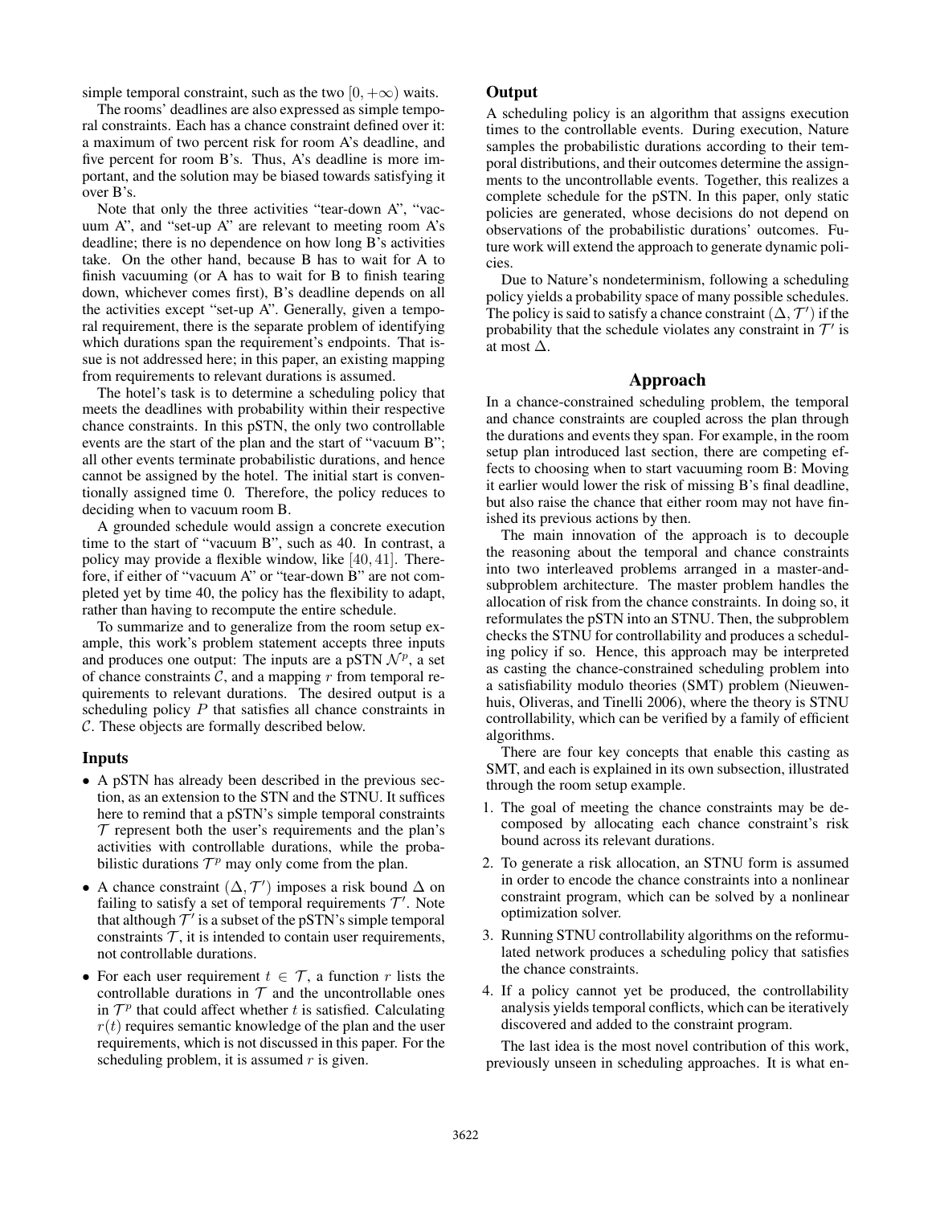simple temporal constraint, such as the two $[0, +\infty)$ waits.

The rooms' deadlines are also expressed as simple temporal constraints. Each has a chance constraint defined over it: a maximum of two percent risk for room A's deadline, and five percent for room B's. Thus, A's deadline is more important, and the solution may be biased towards satisfying it over B's.

Note that only the three activities "tear-down A", "vacuum A", and "set-up A" are relevant to meeting room A's deadline; there is no dependence on how long B's activities take. On the other hand, because B has to wait for A to finish vacuuming (or A has to wait for B to finish tearing down, whichever comes first), B's deadline depends on all the activities except "set-up A". Generally, given a temporal requirement, there is the separate problem of identifying which durations span the requirement's endpoints. That issue is not addressed here; in this paper, an existing mapping from requirements to relevant durations is assumed.

The hotel's task is to determine a scheduling policy that meets the deadlines with probability within their respective chance constraints. In this pSTN, the only two controllable events are the start of the plan and the start of "vacuum B"; all other events terminate probabilistic durations, and hence cannot be assigned by the hotel. The initial start is conventionally assigned time 0. Therefore, the policy reduces to deciding when to vacuum room B.

A grounded schedule would assign a concrete execution time to the start of "vacuum B", such as 40. In contrast, a policy may provide a flexible window, like $[40, 41]$. Therefore, if either of "vacuum A" or "tear-down B" are not completed yet by time 40, the policy has the flexibility to adapt, rather than having to recompute the entire schedule.

To summarize and to generalize from the room setup example, this work's problem statement accepts three inputs and produces one output: The inputs are a pSTN $\mathcal{N}^p$, a set of chance constraints $\mathcal{C}$, and a mapping $r$ from temporal requirements to relevant durations. The desired output is a scheduling policy $P$ that satisfies all chance constraints in $\mathcal{C}$. These objects are formally described below.

### Inputs

- A pSTN has already been described in the previous section, as an extension to the STN and the STNU. It suffices here to remind that a pSTN's simple temporal constraints $\mathcal{T}$ represent both the user's requirements and the plan's activities with controllable durations, while the probabilistic durations $\mathcal{T}^p$ may only come from the plan.
- A chance constraint $(\Delta, \mathcal{T}')$ imposes a risk bound $\Delta$ on failing to satisfy a set of temporal requirements $\mathcal{T}'$. Note that although $\mathcal{T}'$ is a subset of the pSTN's simple temporal constraints $\mathcal{T}$, it is intended to contain user requirements, not controllable durations.
- For each user requirement $t \in \mathcal{T}$, a function $r$ lists the controllable durations in $\mathcal{T}$ and the uncontrollable ones in $\mathcal{T}^p$ that could affect whether $t$ is satisfied. Calculating $r(t)$ requires semantic knowledge of the plan and the user requirements, which is not discussed in this paper. For the scheduling problem, it is assumed $r$ is given.

### Output

A scheduling policy is an algorithm that assigns execution times to the controllable events. During execution, Nature samples the probabilistic durations according to their temporal distributions, and their outcomes determine the assignments to the uncontrollable events. Together, this realizes a complete schedule for the pSTN. In this paper, only static policies are generated, whose decisions do not depend on observations of the probabilistic durations' outcomes. Future work will extend the approach to generate dynamic policies.

Due to Nature's nondeterminism, following a scheduling policy yields a probability space of many possible schedules. The policy is said to satisfy a chance constraint $(\Delta, \mathcal{T}')$ if the probability that the schedule violates any constraint in $\mathcal{T}'$ is at most $\Delta$.

## Approach

In a chance-constrained scheduling problem, the temporal and chance constraints are coupled across the plan through the durations and events they span. For example, in the room setup plan introduced last section, there are competing effects to choosing when to start vacuuming room B: Moving it earlier would lower the risk of missing B's final deadline, but also raise the chance that either room may not have finished its previous actions by then.

The main innovation of the approach is to decouple the reasoning about the temporal and chance constraints into two interleaved problems arranged in a master-and-subproblem architecture. The master problem handles the allocation of risk from the chance constraints. In doing so, it reformulates the pSTN into an STNU. Then, the subproblem checks the STNU for controllability and produces a scheduling policy if so. Hence, this approach may be interpreted as casting the chance-constrained scheduling problem into a satisfiability modulo theories (SMT) problem (Nieuwenhuis, Oliveras, and Tinelli 2006), where the theory is STNU controllability, which can be verified by a family of efficient algorithms.

There are four key concepts that enable this casting as SMT, and each is explained in its own subsection, illustrated through the room setup example.

1. The goal of meeting the chance constraints may be decomposed by allocating each chance constraint's risk bound across its relevant durations.
2. To generate a risk allocation, an STNU form is assumed in order to encode the chance constraints into a nonlinear constraint program, which can be solved by a nonlinear optimization solver.
3. Running STNU controllability algorithms on the reformulated network produces a scheduling policy that satisfies the chance constraints.
4. If a policy cannot yet be produced, the controllability analysis yields temporal conflicts, which can be iteratively discovered and added to the constraint program.

The last idea is the most novel contribution of this work, previously unseen in scheduling approaches. It is what en-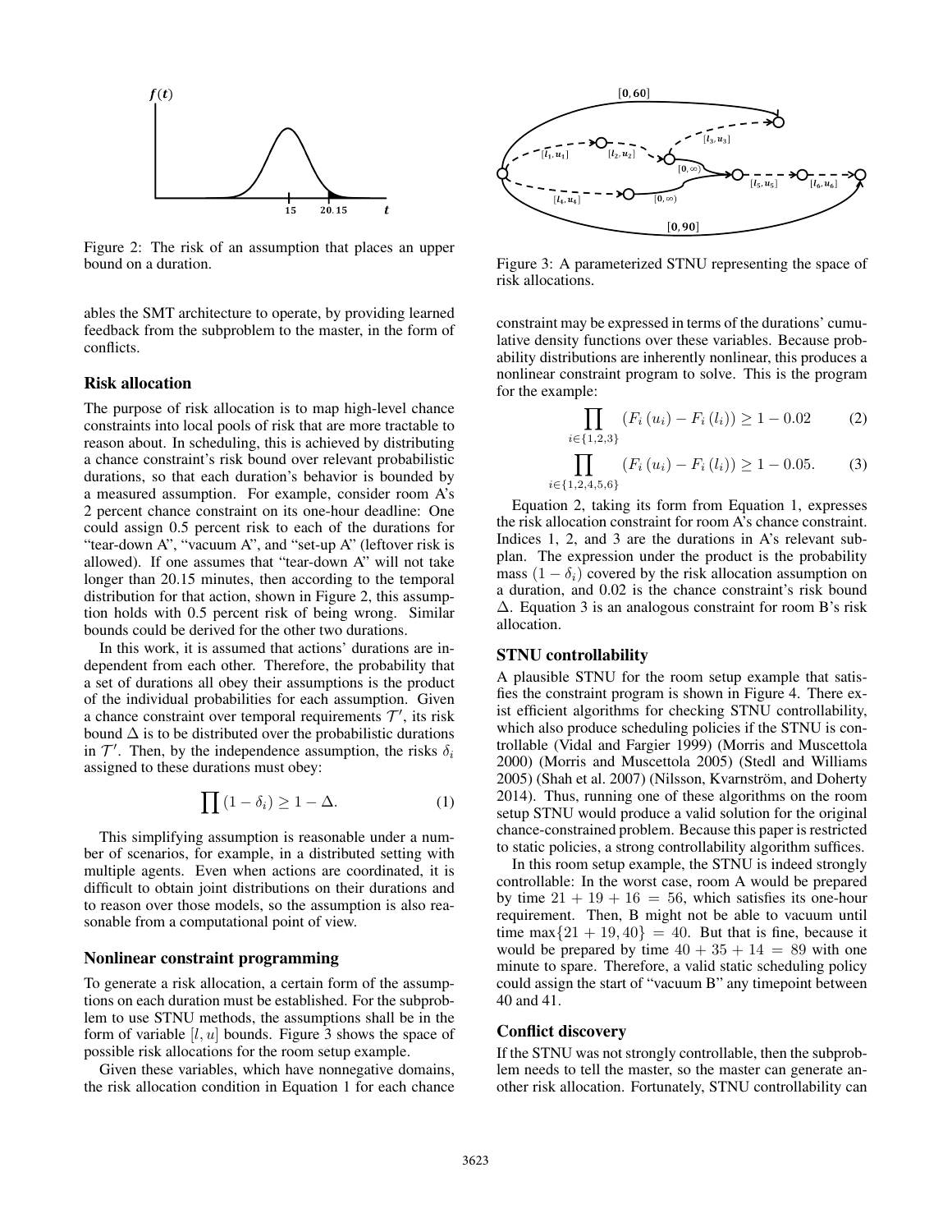f(t)

15 20.15 t

Figure 2: The risk of an assumption that places an upper bound on a duration.

ables the SMT architecture to operate, by providing learned feedback from the subproblem to the master, in the form of conflicts.

### Risk allocation

The purpose of risk allocation is to map high-level chance constraints into local pools of risk that are more tractable to reason about. In scheduling, this is achieved by distributing a chance constraint's risk bound over relevant probabilistic durations, so that each duration's behavior is bounded by a measured assumption. For example, consider room A's 2 percent chance constraint on its one-hour deadline: One could assign 0.5 percent risk to each of the durations for "tear-down A", "vacuum A", and "set-up A" (leftover risk is allowed). If one assumes that "tear-down A" will not take longer than 20.15 minutes, then according to the temporal distribution for that action, shown in Figure 2, this assumption holds with 0.5 percent risk of being wrong. Similar bounds could be derived for the other two durations.

In this work, it is assumed that actions' durations are independent from each other. Therefore, the probability that a set of durations all obey their assumptions is the product of the individual probabilities for each assumption. Given a chance constraint over temporal requirements $\mathcal{T}'$, its risk bound $\Delta$ is to be distributed over the probabilistic durations in $\mathcal{T}'$. Then, by the independence assumption, the risks $\delta_i$ assigned to these durations must obey:

$$\prod (1 - \delta_i) \geq 1 - \Delta. \tag{1}$$

This simplifying assumption is reasonable under a number of scenarios, for example, in a distributed setting with multiple agents. Even when actions are coordinated, it is difficult to obtain joint distributions on their durations and to reason over those models, so the assumption is also reasonable from a computational point of view.

### Nonlinear constraint programming

To generate a risk allocation, a certain form of the assumptions on each duration must be established. For the subproblem to use STNU methods, the assumptions shall be in the form of variable $[l, u]$ bounds. Figure 3 shows the space of possible risk allocations for the room setup example.

Given these variables, which have nonnegative domains, the risk allocation condition in Equation 1 for each chance

[0, 60]

$[l_1, u_1]$ $[l_2, u_2]$ $[l_3, u_3]$ $[0, \infty)$ $[l_5, u_5]$ $[l_6, u_6]$ $[l_4, u_4]$ $[0, \infty)$

[0, 90]

Figure 3: A parameterized STNU representing the space of risk allocations.

constraint may be expressed in terms of the durations' cumulative density functions over these variables. Because probability distributions are inherently nonlinear, this produces a nonlinear constraint program to solve. This is the program for the example:

$$\prod_{i \in \{1,2,3\}} \left(F_i\left(u_i\right) - F_i\left(l_i\right)\right) \geq 1 - 0.02 \tag{2}$$

$$\prod_{i \in \{1,2,4,5,6\}} \left(F_i\left(u_i\right) - F_i\left(l_i\right)\right) \geq 1 - 0.05. \tag{3}$$

Equation 2, taking its form from Equation 1, expresses the risk allocation constraint for room A's chance constraint. Indices 1, 2, and 3 are the durations in A's relevant subplan. The expression under the product is the probability mass $(1 - \delta_i)$ covered by the risk allocation assumption on a duration, and 0.02 is the chance constraint's risk bound $\Delta$. Equation 3 is an analogous constraint for room B's risk allocation.

### STNU controllability

A plausible STNU for the room setup example that satisfies the constraint program is shown in Figure 4. There exist efficient algorithms for checking STNU controllability, which also produce scheduling policies if the STNU is controllable (Vidal and Fargier 1999) (Morris and Muscettola 2000) (Morris and Muscettola 2005) (Stedl and Williams 2005) (Shah et al. 2007) (Nilsson, Kvarnström, and Doherty 2014). Thus, running one of these algorithms on the room setup STNU would produce a valid solution for the original chance-constrained problem. Because this paper is restricted to static policies, a strong controllability algorithm suffices.

In this room setup example, the STNU is indeed strongly controllable: In the worst case, room A would be prepared by time $21 + 19 + 16 = 56$, which satisfies its one-hour requirement. Then, B might not be able to vacuum until time $\max\{21 + 19, 40\} = 40$. But that is fine, because it would be prepared by time $40 + 35 + 14 = 89$ with one minute to spare. Therefore, a valid static scheduling policy could assign the start of "vacuum B" any timepoint between 40 and 41.

### Conflict discovery

If the STNU was not strongly controllable, then the subproblem needs to tell the master, so the master can generate another risk allocation. Fortunately, STNU controllability can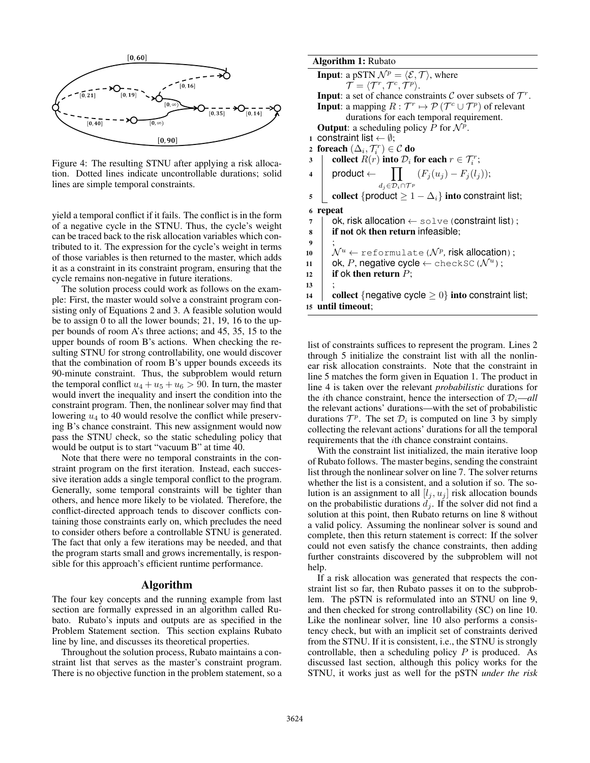[0, 60]

[0, 21]

[0, 19]

[0, 16]

[0, ∞)

[0, 35]

[0, 14]

[0, 40]

[0, ∞)

[0, 90]

Figure 4: The resulting STNU after applying a risk allocation. Dotted lines indicate uncontrollable durations; solid lines are simple temporal constraints.

yield a temporal conflict if it fails. The conflict is in the form of a negative cycle in the STNU. Thus, the cycle's weight can be traced back to the risk allocation variables which contributed to it. The expression for the cycle's weight in terms of those variables is then returned to the master, which adds it as a constraint in its constraint program, ensuring that the cycle remains non-negative in future iterations.

The solution process could work as follows on the example: First, the master would solve a constraint program consisting only of Equations 2 and 3. A feasible solution would be to assign 0 to all the lower bounds; 21, 19, 16 to the upper bounds of room A's three actions; and 45, 35, 15 to the upper bounds of room B's actions. When checking the resulting STNU for strong controllability, one would discover that the combination of room B's upper bounds exceeds its 90-minute constraint. Thus, the subproblem would return the temporal conflict $u_4 + u_5 + u_6 > 90$. In turn, the master would invert the inequality and insert the condition into the constraint program. Then, the nonlinear solver may find that lowering $u_4$ to 40 would resolve the conflict while preserving B's chance constraint. This new assignment would now pass the STNU check, so the static scheduling policy that would be output is to start "vacuum B" at time 40.

Note that there were no temporal constraints in the constraint program on the first iteration. Instead, each successive iteration adds a single temporal conflict to the program. Generally, some temporal constraints will be tighter than others, and hence more likely to be violated. Therefore, the conflict-directed approach tends to discover conflicts containing those constraints early on, which precludes the need to consider others before a controllable STNU is generated. The fact that only a few iterations may be needed, and that the program starts small and grows incrementally, is responsible for this approach's efficient runtime performance.

## Algorithm

The four key concepts and the running example from last section are formally expressed in an algorithm called Rubato. Rubato's inputs and outputs are as specified in the Problem Statement section. This section explains Rubato line by line, and discusses its theoretical properties.

Throughout the solution process, Rubato maintains a constraint list that serves as the master's constraint program. There is no objective function in the problem statement, so a

**Algorithm 1:** Rubato

**Input**: a pSTN $\mathcal{N}^p = \langle \mathcal{E}, \mathcal{T} \rangle$, where $\mathcal{T} = \langle \mathcal{T}^r, \mathcal{T}^c, \mathcal{T}^p \rangle$.
**Input**: a set of chance constraints $\mathcal{C}$ over subsets of $\mathcal{T}^r$.
**Input**: a mapping $R : \mathcal{T}^r \mapsto \mathcal{P}(\mathcal{T}^c \cup \mathcal{T}^p)$ of relevant durations for each temporal requirement.
**Output**: a scheduling policy $P$ for $\mathcal{N}^p$.

1 constraint list $\leftarrow \emptyset$;
2 **foreach** $(\Delta_i, \mathcal{T}_i^r) \in \mathcal{C}$ **do**
3 &nbsp;&nbsp;&nbsp;&nbsp;**collect** $R(r)$ **into** $\mathcal{D}_i$ **for each** $r \in \mathcal{T}_i^r$;
4 &nbsp;&nbsp;&nbsp;&nbsp;product $\leftarrow \prod_{d_j \in \mathcal{D}_i \cap \mathcal{T}^p} (F_j(u_j) - F_j(l_j))$;
5 &nbsp;&nbsp;&nbsp;&nbsp;**collect** {product $\geq 1 - \Delta_i$} **into** constraint list;
6 **repeat**
7 &nbsp;&nbsp;&nbsp;&nbsp;ok, risk allocation $\leftarrow$ `solve(`constraint list`)`;
8 &nbsp;&nbsp;&nbsp;&nbsp;**if not** ok **then return** infeasible;
9 &nbsp;&nbsp;&nbsp;&nbsp;;
10 &nbsp;&nbsp;&nbsp;&nbsp;$\mathcal{N}^u \leftarrow$ `reformulate(`$\mathcal{N}^p$, risk allocation`)`;
11 &nbsp;&nbsp;&nbsp;&nbsp;ok, $P$, negative cycle $\leftarrow$ `checkSC(`$\mathcal{N}^u$`)`;
12 &nbsp;&nbsp;&nbsp;&nbsp;**if** ok **then return** $P$;
13 &nbsp;&nbsp;&nbsp;&nbsp;;
14 &nbsp;&nbsp;&nbsp;&nbsp;**collect** {negative cycle $\geq 0$} **into** constraint list;
15 **until timeout**;

list of constraints suffices to represent the program. Lines 2 through 5 initialize the constraint list with all the nonlinear risk allocation constraints. Note that the constraint in line 5 matches the form given in Equation 1. The product in line 4 is taken over the relevant *probabilistic* durations for the $i$th chance constraint, hence the intersection of $\mathcal{D}_i$—*all* the relevant actions' durations—with the set of probabilistic durations $\mathcal{T}^p$. The set $\mathcal{D}_i$ is computed on line 3 by simply collecting the relevant actions' durations for all the temporal requirements that the $i$th chance constraint contains.

With the constraint list initialized, the main iterative loop of Rubato follows. The master begins, sending the constraint list through the nonlinear solver on line 7. The solver returns whether the list is a consistent, and a solution if so. The solution is an assignment to all $[l_j, u_j]$ risk allocation bounds on the probabilistic durations $d_j$. If the solver did not find a solution at this point, then Rubato returns on line 8 without a valid policy. Assuming the nonlinear solver is sound and complete, then this return statement is correct: If the solver could not even satisfy the chance constraints, then adding further constraints discovered by the subproblem will not help.

If a risk allocation was generated that respects the constraint list so far, then Rubato passes it on to the subproblem. The pSTN is reformulated into an STNU on line 9, and then checked for strong controllability (SC) on line 10. Like the nonlinear solver, line 10 also performs a consistency check, but with an implicit set of constraints derived from the STNU. If it is consistent, i.e., the STNU is strongly controllable, then a scheduling policy $P$ is produced. As discussed last section, although this policy works for the STNU, it works just as well for the pSTN *under the risk*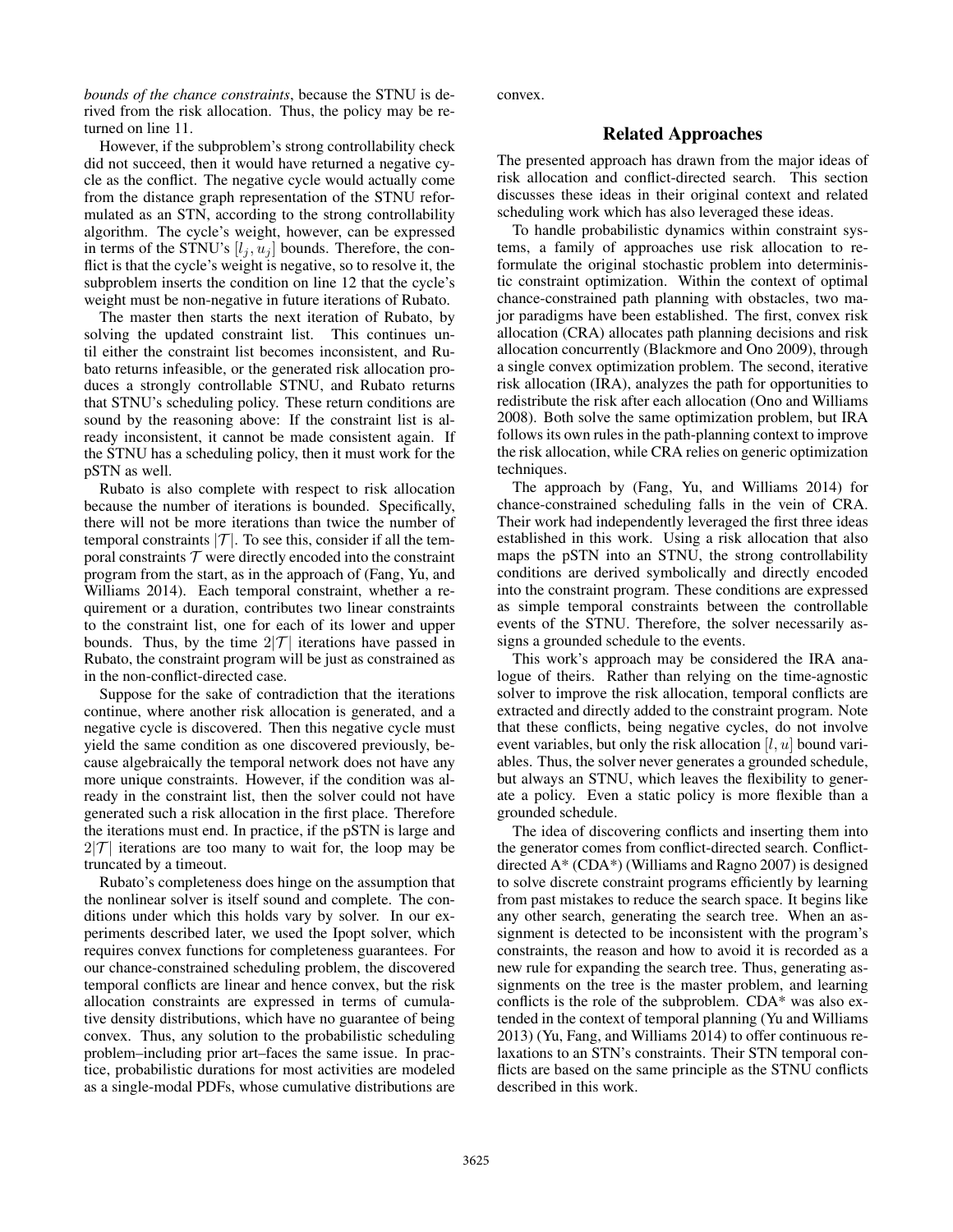*bounds of the chance constraints*, because the STNU is derived from the risk allocation. Thus, the policy may be returned on line 11.

However, if the subproblem's strong controllability check did not succeed, then it would have returned a negative cycle as the conflict. The negative cycle would actually come from the distance graph representation of the STNU reformulated as an STN, according to the strong controllability algorithm. The cycle's weight, however, can be expressed in terms of the STNU's $[l_j, u_j]$ bounds. Therefore, the conflict is that the cycle's weight is negative, so to resolve it, the subproblem inserts the condition on line 12 that the cycle's weight must be non-negative in future iterations of Rubato.

The master then starts the next iteration of Rubato, by solving the updated constraint list. This continues until either the constraint list becomes inconsistent, and Rubato returns infeasible, or the generated risk allocation produces a strongly controllable STNU, and Rubato returns that STNU's scheduling policy. These return conditions are sound by the reasoning above: If the constraint list is already inconsistent, it cannot be made consistent again. If the STNU has a scheduling policy, then it must work for the pSTN as well.

Rubato is also complete with respect to risk allocation because the number of iterations is bounded. Specifically, there will not be more iterations than twice the number of temporal constraints $|\mathcal{T}|$. To see this, consider if all the temporal constraints $\mathcal{T}$ were directly encoded into the constraint program from the start, as in the approach of (Fang, Yu, and Williams 2014). Each temporal constraint, whether a requirement or a duration, contributes two linear constraints to the constraint list, one for each of its lower and upper bounds. Thus, by the time $2|\mathcal{T}|$ iterations have passed in Rubato, the constraint program will be just as constrained as in the non-conflict-directed case.

Suppose for the sake of contradiction that the iterations continue, where another risk allocation is generated, and a negative cycle is discovered. Then this negative cycle must yield the same condition as one discovered previously, because algebraically the temporal network does not have any more unique constraints. However, if the condition was already in the constraint list, then the solver could not have generated such a risk allocation in the first place. Therefore the iterations must end. In practice, if the pSTN is large and $2|\mathcal{T}|$ iterations are too many to wait for, the loop may be truncated by a timeout.

Rubato's completeness does hinge on the assumption that the nonlinear solver is itself sound and complete. The conditions under which this holds vary by solver. In our experiments described later, we used the Ipopt solver, which requires convex functions for completeness guarantees. For our chance-constrained scheduling problem, the discovered temporal conflicts are linear and hence convex, but the risk allocation constraints are expressed in terms of cumulative density distributions, which have no guarantee of being convex. Thus, any solution to the probabilistic scheduling problem–including prior art–faces the same issue. In practice, probabilistic durations for most activities are modeled as a single-modal PDFs, whose cumulative distributions are convex.

## Related Approaches

The presented approach has drawn from the major ideas of risk allocation and conflict-directed search. This section discusses these ideas in their original context and related scheduling work which has also leveraged these ideas.

To handle probabilistic dynamics within constraint systems, a family of approaches use risk allocation to reformulate the original stochastic problem into deterministic constraint optimization. Within the context of optimal chance-constrained path planning with obstacles, two major paradigms have been established. The first, convex risk allocation (CRA) allocates path planning decisions and risk allocation concurrently (Blackmore and Ono 2009), through a single convex optimization problem. The second, iterative risk allocation (IRA), analyzes the path for opportunities to redistribute the risk after each allocation (Ono and Williams 2008). Both solve the same optimization problem, but IRA follows its own rules in the path-planning context to improve the risk allocation, while CRA relies on generic optimization techniques.

The approach by (Fang, Yu, and Williams 2014) for chance-constrained scheduling falls in the vein of CRA. Their work had independently leveraged the first three ideas established in this work. Using a risk allocation that also maps the pSTN into an STNU, the strong controllability conditions are derived symbolically and directly encoded into the constraint program. These conditions are expressed as simple temporal constraints between the controllable events of the STNU. Therefore, the solver necessarily assigns a grounded schedule to the events.

This work's approach may be considered the IRA analogue of theirs. Rather than relying on the time-agnostic solver to improve the risk allocation, temporal conflicts are extracted and directly added to the constraint program. Note that these conflicts, being negative cycles, do not involve event variables, but only the risk allocation $[l, u]$ bound variables. Thus, the solver never generates a grounded schedule, but always an STNU, which leaves the flexibility to generate a policy. Even a static policy is more flexible than a grounded schedule.

The idea of discovering conflicts and inserting them into the generator comes from conflict-directed search. Conflict-directed A* (CDA*) (Williams and Ragno 2007) is designed to solve discrete constraint programs efficiently by learning from past mistakes to reduce the search space. It begins like any other search, generating the search tree. When an assignment is detected to be inconsistent with the program's constraints, the reason and how to avoid it is recorded as a new rule for expanding the search tree. Thus, generating assignments on the tree is the master problem, and learning conflicts is the role of the subproblem. CDA* was also extended in the context of temporal planning (Yu and Williams 2013) (Yu, Fang, and Williams 2014) to offer continuous relaxations to an STN's constraints. Their STN temporal conflicts are based on the same principle as the STNU conflicts described in this work.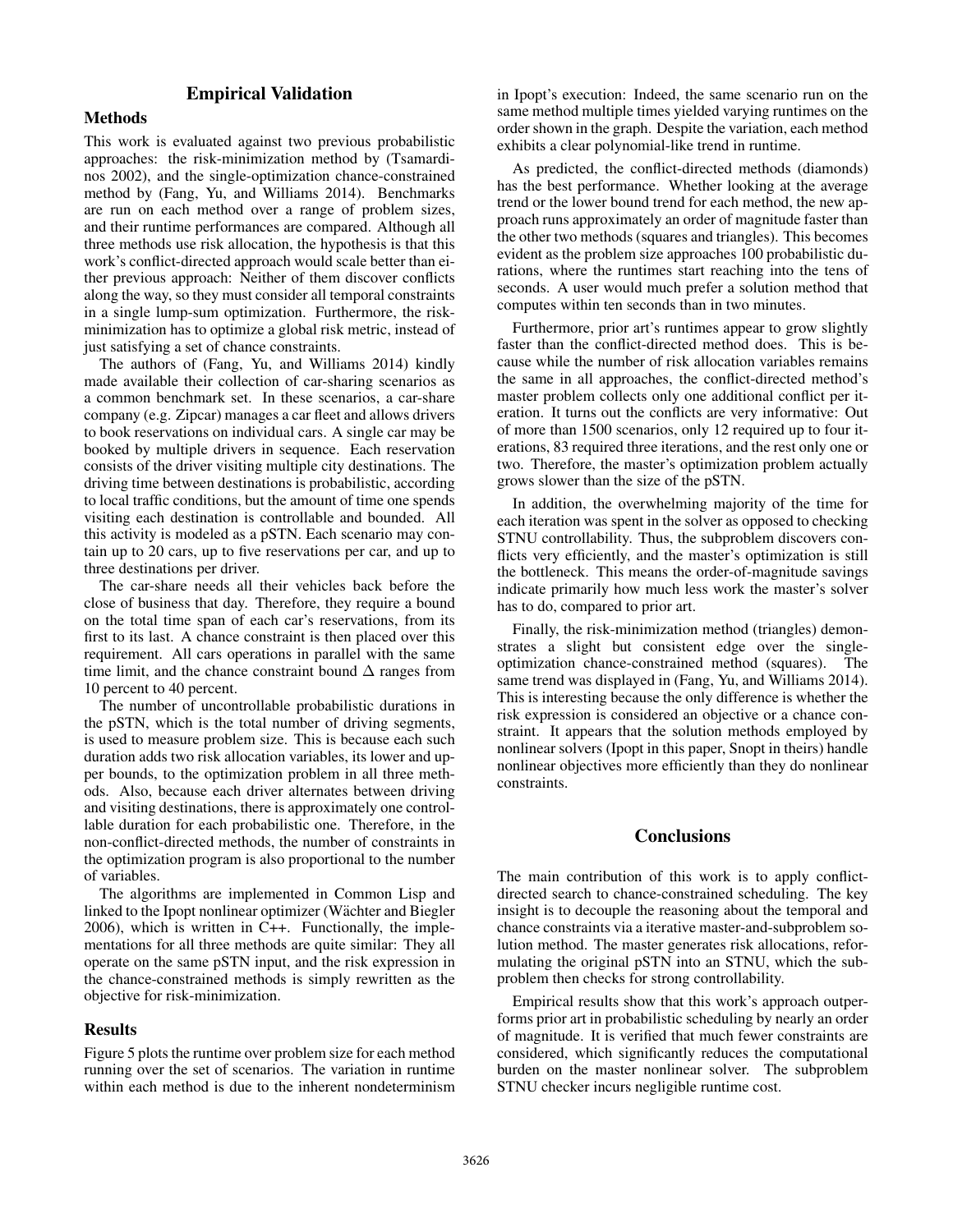## Empirical Validation

### Methods

This work is evaluated against two previous probabilistic approaches: the risk-minimization method by (Tsamardinos 2002), and the single-optimization chance-constrained method by (Fang, Yu, and Williams 2014). Benchmarks are run on each method over a range of problem sizes, and their runtime performances are compared. Although all three methods use risk allocation, the hypothesis is that this work's conflict-directed approach would scale better than either previous approach: Neither of them discover conflicts along the way, so they must consider all temporal constraints in a single lump-sum optimization. Furthermore, the risk-minimization has to optimize a global risk metric, instead of just satisfying a set of chance constraints.

The authors of (Fang, Yu, and Williams 2014) kindly made available their collection of car-sharing scenarios as a common benchmark set. In these scenarios, a car-share company (e.g. Zipcar) manages a car fleet and allows drivers to book reservations on individual cars. A single car may be booked by multiple drivers in sequence. Each reservation consists of the driver visiting multiple city destinations. The driving time between destinations is probabilistic, according to local traffic conditions, but the amount of time one spends visiting each destination is controllable and bounded. All this activity is modeled as a pSTN. Each scenario may contain up to 20 cars, up to five reservations per car, and up to three destinations per driver.

The car-share needs all their vehicles back before the close of business that day. Therefore, they require a bound on the total time span of each car's reservations, from its first to its last. A chance constraint is then placed over this requirement. All cars operations in parallel with the same time limit, and the chance constraint bound $\Delta$ ranges from 10 percent to 40 percent.

The number of uncontrollable probabilistic durations in the pSTN, which is the total number of driving segments, is used to measure problem size. This is because each such duration adds two risk allocation variables, its lower and upper bounds, to the optimization problem in all three methods. Also, because each driver alternates between driving and visiting destinations, there is approximately one controllable duration for each probabilistic one. Therefore, in the non-conflict-directed methods, the number of constraints in the optimization program is also proportional to the number of variables.

The algorithms are implemented in Common Lisp and linked to the Ipopt nonlinear optimizer (Wächter and Biegler 2006), which is written in C++. Functionally, the implementations for all three methods are quite similar: They all operate on the same pSTN input, and the risk expression in the chance-constrained methods is simply rewritten as the objective for risk-minimization.

### Results

Figure 5 plots the runtime over problem size for each method running over the set of scenarios. The variation in runtime within each method is due to the inherent nondeterminism in Ipopt's execution: Indeed, the same scenario run on the same method multiple times yielded varying runtimes on the order shown in the graph. Despite the variation, each method exhibits a clear polynomial-like trend in runtime.

As predicted, the conflict-directed methods (diamonds) has the best performance. Whether looking at the average trend or the lower bound trend for each method, the new approach runs approximately an order of magnitude faster than the other two methods (squares and triangles). This becomes evident as the problem size approaches 100 probabilistic durations, where the runtimes start reaching into the tens of seconds. A user would much prefer a solution method that computes within ten seconds than in two minutes.

Furthermore, prior art's runtimes appear to grow slightly faster than the conflict-directed method does. This is because while the number of risk allocation variables remains the same in all approaches, the conflict-directed method's master problem collects only one additional conflict per iteration. It turns out the conflicts are very informative: Out of more than 1500 scenarios, only 12 required up to four iterations, 83 required three iterations, and the rest only one or two. Therefore, the master's optimization problem actually grows slower than the size of the pSTN.

In addition, the overwhelming majority of the time for each iteration was spent in the solver as opposed to checking STNU controllability. Thus, the subproblem discovers conflicts very efficiently, and the master's optimization is still the bottleneck. This means the order-of-magnitude savings indicate primarily how much less work the master's solver has to do, compared to prior art.

Finally, the risk-minimization method (triangles) demonstrates a slight but consistent edge over the single-optimization chance-constrained method (squares). The same trend was displayed in (Fang, Yu, and Williams 2014). This is interesting because the only difference is whether the risk expression is considered an objective or a chance constraint. It appears that the solution methods employed by nonlinear solvers (Ipopt in this paper, Snopt in theirs) handle nonlinear objectives more efficiently than they do nonlinear constraints.

## Conclusions

The main contribution of this work is to apply conflict-directed search to chance-constrained scheduling. The key insight is to decouple the reasoning about the temporal and chance constraints via a iterative master-and-subproblem solution method. The master generates risk allocations, reformulating the original pSTN into an STNU, which the subproblem then checks for strong controllability.

Empirical results show that this work's approach outperforms prior art in probabilistic scheduling by nearly an order of magnitude. It is verified that much fewer constraints are considered, which significantly reduces the computational burden on the master nonlinear solver. The subproblem STNU checker incurs negligible runtime cost.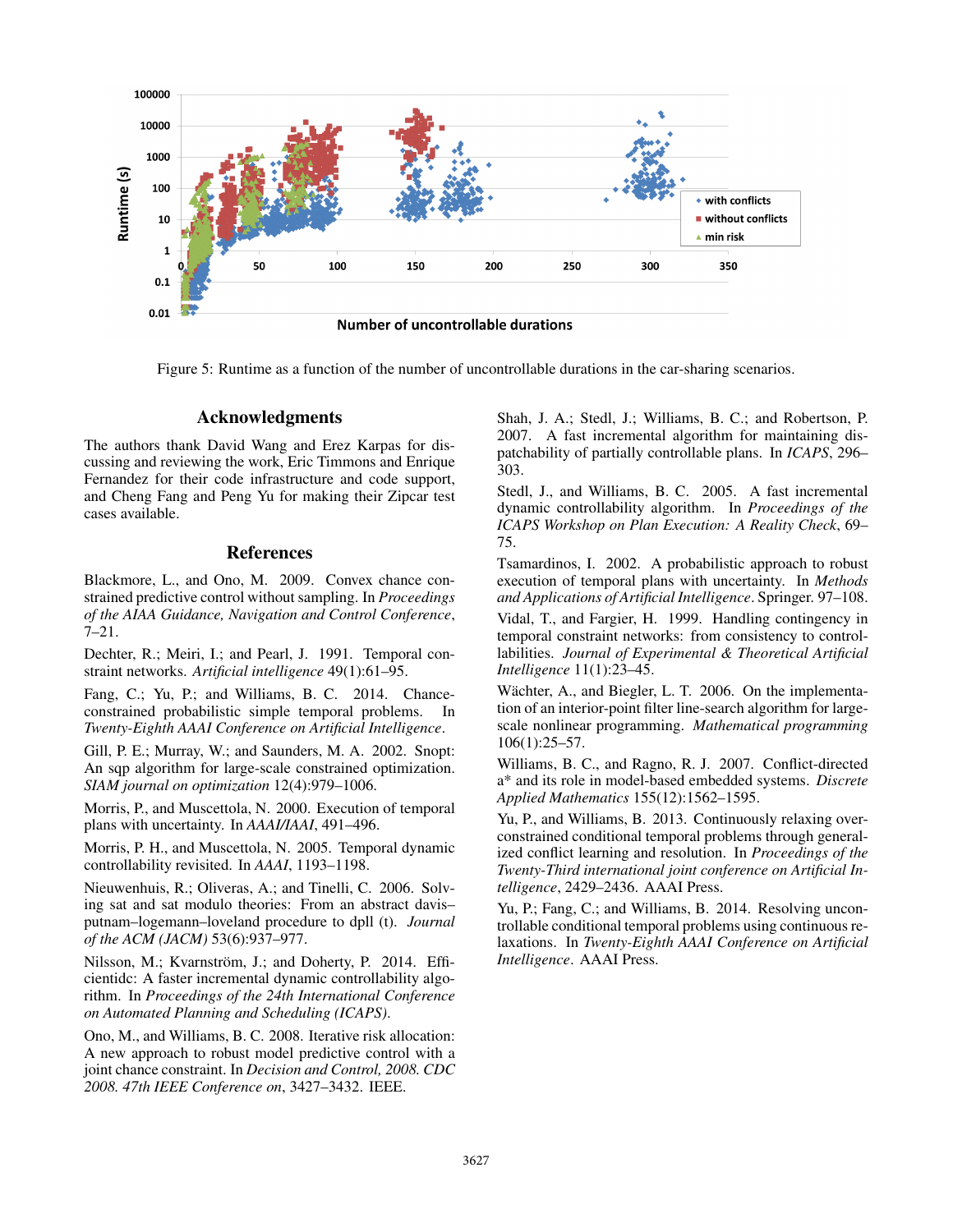Runtime (s)

100000
10000
1000
100
10
1
0.1
0.01

0
50
100
150
200
250
300
350

Number of uncontrollable durations

with conflicts
without conflicts
min risk

Figure 5: Runtime as a function of the number of uncontrollable durations in the car-sharing scenarios.

## Acknowledgments

The authors thank David Wang and Erez Karpas for discussing and reviewing the work, Eric Timmons and Enrique Fernandez for their code infrastructure and code support, and Cheng Fang and Peng Yu for making their Zipcar test cases available.

## References

Blackmore, L., and Ono, M. 2009. Convex chance constrained predictive control without sampling. In *Proceedings of the AIAA Guidance, Navigation and Control Conference*, 7–21.

Dechter, R.; Meiri, I.; and Pearl, J. 1991. Temporal constraint networks. *Artificial intelligence* 49(1):61–95.

Fang, C.; Yu, P.; and Williams, B. C. 2014. Chance-constrained probabilistic simple temporal problems. In *Twenty-Eighth AAAI Conference on Artificial Intelligence*.

Gill, P. E.; Murray, W.; and Saunders, M. A. 2002. Snopt: An sqp algorithm for large-scale constrained optimization. *SIAM journal on optimization* 12(4):979–1006.

Morris, P., and Muscettola, N. 2000. Execution of temporal plans with uncertainty. In *AAAI/IAAI*, 491–496.

Morris, P. H., and Muscettola, N. 2005. Temporal dynamic controllability revisited. In *AAAI*, 1193–1198.

Nieuwenhuis, R.; Oliveras, A.; and Tinelli, C. 2006. Solving sat and sat modulo theories: From an abstract davis–putnam–logemann–loveland procedure to dpll (t). *Journal of the ACM (JACM)* 53(6):937–977.

Nilsson, M.; Kvarnström, J.; and Doherty, P. 2014. Efficientidc: A faster incremental dynamic controllability algorithm. In *Proceedings of the 24th International Conference on Automated Planning and Scheduling (ICAPS)*.

Ono, M., and Williams, B. C. 2008. Iterative risk allocation: A new approach to robust model predictive control with a joint chance constraint. In *Decision and Control, 2008. CDC 2008. 47th IEEE Conference on*, 3427–3432. IEEE.

Shah, J. A.; Stedl, J.; Williams, B. C.; and Robertson, P. 2007. A fast incremental algorithm for maintaining dispatchability of partially controllable plans. In *ICAPS*, 296–303.

Stedl, J., and Williams, B. C. 2005. A fast incremental dynamic controllability algorithm. In *Proceedings of the ICAPS Workshop on Plan Execution: A Reality Check*, 69–75.

Tsamardinos, I. 2002. A probabilistic approach to robust execution of temporal plans with uncertainty. In *Methods and Applications of Artificial Intelligence*. Springer. 97–108.

Vidal, T., and Fargier, H. 1999. Handling contingency in temporal constraint networks: from consistency to controllabilities. *Journal of Experimental & Theoretical Artificial Intelligence* 11(1):23–45.

Wächter, A., and Biegler, L. T. 2006. On the implementation of an interior-point filter line-search algorithm for large-scale nonlinear programming. *Mathematical programming* 106(1):25–57.

Williams, B. C., and Ragno, R. J. 2007. Conflict-directed a* and its role in model-based embedded systems. *Discrete Applied Mathematics* 155(12):1562–1595.

Yu, P., and Williams, B. 2013. Continuously relaxing over-constrained conditional temporal problems through generalized conflict learning and resolution. In *Proceedings of the Twenty-Third international joint conference on Artificial Intelligence*, 2429–2436. AAAI Press.

Yu, P.; Fang, C.; and Williams, B. 2014. Resolving uncontrollable conditional temporal problems using continuous relaxations. In *Twenty-Eighth AAAI Conference on Artificial Intelligence*. AAAI Press.